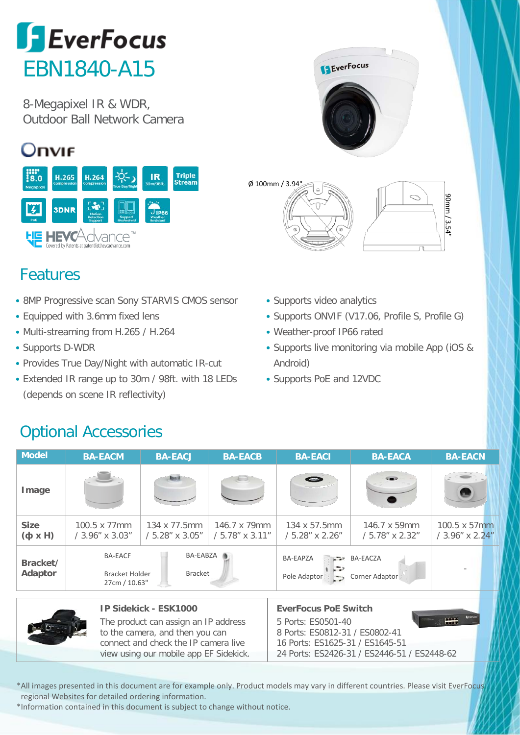# EverFocus

# EBN1840-A15

8-Megapixel IR & WDR,
Outdoor Ball Network Camera

Ø 100mm / 3.94"

90mm / 3.54"

## Features

- 8MP Progressive scan Sony STARVIS CMOS sensor
- Equipped with 3.6mm fixed lens
- Multi-streaming from H.265 / H.264
- Supports D-WDR
- Provides True Day/Night with automatic IR-cut
- Extended IR range up to 30m / 98ft. with 18 LEDs (depends on scene IR reflectivity)
- Supports video analytics
- Supports ONVIF (V17.06, Profile S, Profile G)
- Weather-proof IP66 rated
- Supports live monitoring via mobile App (iOS & Android)
- Supports PoE and 12VDC

## Optional Accessories

| Model | BA-EACM | BA-EACJ | BA-EACB | BA-EACI | BA-EACA | BA-EACN |
|---|---|---|---|---|---|---|
| Image | | | | | | |
| Size (ϕ x H) | 100.5 x 77mm / 3.96" x 3.03" | 134 x 77.5mm / 5.28" x 3.05" | 146.7 x 79mm / 5.78" x 3.11" | 134 x 57.5mm / 5.28" x 2.26" | 146.7 x 59mm / 5.78" x 2.32" | 100.5 x 57mm / 3.96" x 2.24" |
| Bracket/ Adaptor | BA-EACF Bracket Holder 27cm / 10.63" | | BA-EABZA Bracket | BA-EAPZA Pole Adaptor | BA-EACZA Corner Adaptor | - |

**IP Sidekick - ESK1000**

The product can assign an IP address to the camera, and then you can connect and check the IP camera live view using our mobile app EF Sidekick.

**EverFocus PoE Switch**

5 Ports: ES0501-40
8 Ports: ES0812-31 / ES0802-41
16 Ports: ES1625-31 / ES1645-51
24 Ports: ES2426-31 / ES2446-51 / ES2448-62

*All images presented in this document are for example only. Product models may vary in different countries. Please visit EverFocus regional Websites for detailed ordering information.
*Information contained in this document is subject to change without notice.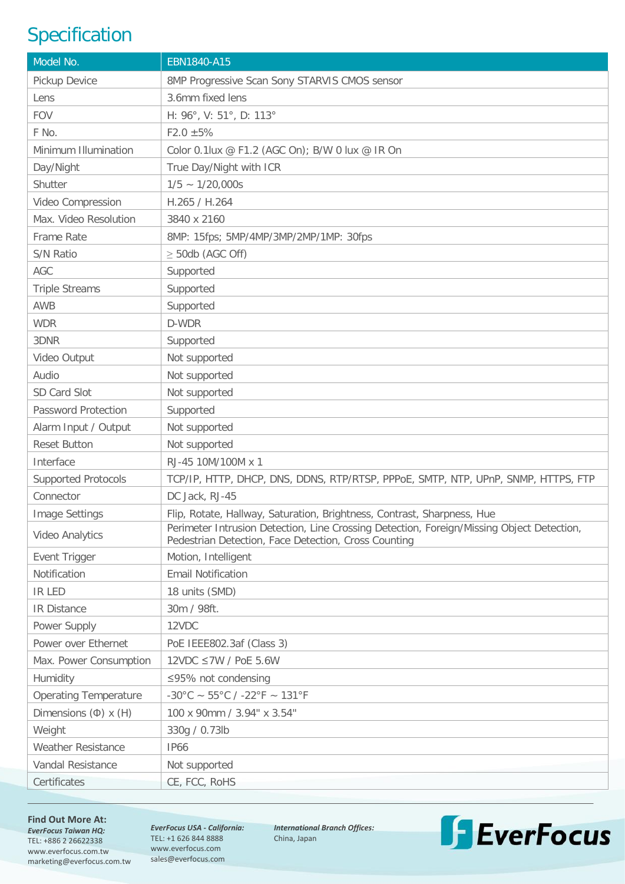# Specification

| Model No. | EBN1840-A15 |
|---|---|
| Pickup Device | 8MP Progressive Scan Sony STARVIS CMOS sensor |
| Lens | 3.6mm fixed lens |
| FOV | H: 96°, V: 51°, D: 113° |
| F No. | F2.0 ±5% |
| Minimum Illumination | Color 0.1lux @ F1.2 (AGC On); B/W 0 lux @ IR On |
| Day/Night | True Day/Night with ICR |
| Shutter | 1/5 ~ 1/20,000s |
| Video Compression | H.265 / H.264 |
| Max. Video Resolution | 3840 x 2160 |
| Frame Rate | 8MP: 15fps; 5MP/4MP/3MP/2MP/1MP: 30fps |
| S/N Ratio | ≥ 50db (AGC Off) |
| AGC | Supported |
| Triple Streams | Supported |
| AWB | Supported |
| WDR | D-WDR |
| 3DNR | Supported |
| Video Output | Not supported |
| Audio | Not supported |
| SD Card Slot | Not supported |
| Password Protection | Supported |
| Alarm Input / Output | Not supported |
| Reset Button | Not supported |
| Interface | RJ-45 10M/100M x 1 |
| Supported Protocols | TCP/IP, HTTP, DHCP, DNS, DDNS, RTP/RTSP, PPPoE, SMTP, NTP, UPnP, SNMP, HTTPS, FTP |
| Connector | DC Jack, RJ-45 |
| Image Settings | Flip, Rotate, Hallway, Saturation, Brightness, Contrast, Sharpness, Hue |
| Video Analytics | Perimeter Intrusion Detection, Line Crossing Detection, Foreign/Missing Object Detection, Pedestrian Detection, Face Detection, Cross Counting |
| Event Trigger | Motion, Intelligent |
| Notification | Email Notification |
| IR LED | 18 units (SMD) |
| IR Distance | 30m / 98ft. |
| Power Supply | 12VDC |
| Power over Ethernet | PoE IEEE802.3af (Class 3) |
| Max. Power Consumption | 12VDC ≤7W / PoE 5.6W |
| Humidity | ≤95% not condensing |
| Operating Temperature | -30°C ~ 55°C / -22°F ~ 131°F |
| Dimensions (Φ) x (H) | 100 x 90mm / 3.94" x 3.54" |
| Weight | 330g / 0.73lb |
| Weather Resistance | IP66 |
| Vandal Resistance | Not supported |
| Certificates | CE, FCC, RoHS |

**Find Out More At:**
***EverFocus Taiwan HQ:***
TEL: +886 2 26622338
www.everfocus.com.tw
marketing@everfocus.com.tw

***EverFocus USA - California:***
TEL: +1 626 844 8888
www.everfocus.com
sales@everfocus.com

***International Branch Offices:***
China, Japan

EverFocus